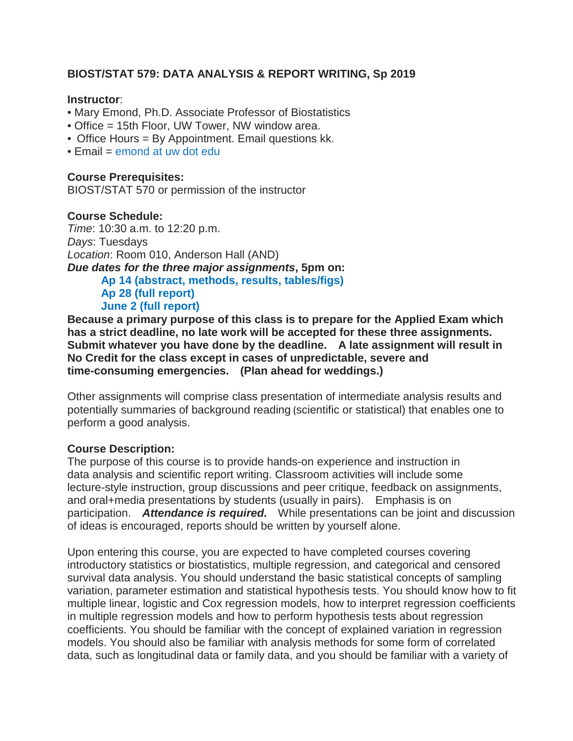**BIOST/STAT 579: DATA ANALYSIS & REPORT WRITING, Sp 2019**

**Instructor**:

- Mary Emond, Ph.D. Associate Professor of Biostatistics
- Office = 15th Floor, UW Tower, NW window area.
- Office Hours = By Appointment. Email questions kk.
- Email = emond at uw dot edu

**Course Prerequisites:**
BIOST/STAT 570 or permission of the instructor

**Course Schedule:**
*Time*: 10:30 a.m. to 12:20 p.m.
*Days*: Tuesdays
*Location*: Room 010, Anderson Hall (AND)
***Due dates for the three major assignments*, 5pm on:**

> **Ap 14 (abstract, methods, results, tables/figs)**
> **Ap 28 (full report)**
> **June 2 (full report)**

**Because a primary purpose of this class is to prepare for the Applied Exam which has a strict deadline, no late work will be accepted for these three assignments. Submit whatever you have done by the deadline. A late assignment will result in No Credit for the class except in cases of unpredictable, severe and time-consuming emergencies. (Plan ahead for weddings.)**

Other assignments will comprise class presentation of intermediate analysis results and potentially summaries of background reading (scientific or statistical) that enables one to perform a good analysis.

**Course Description:**
The purpose of this course is to provide hands-on experience and instruction in data analysis and scientific report writing. Classroom activities will include some lecture-style instruction, group discussions and peer critique, feedback on assignments, and oral+media presentations by students (usually in pairs). Emphasis is on participation. ***Attendance is required.*** While presentations can be joint and discussion of ideas is encouraged, reports should be written by yourself alone.

Upon entering this course, you are expected to have completed courses covering introductory statistics or biostatistics, multiple regression, and categorical and censored survival data analysis. You should understand the basic statistical concepts of sampling variation, parameter estimation and statistical hypothesis tests. You should know how to fit multiple linear, logistic and Cox regression models, how to interpret regression coefficients in multiple regression models and how to perform hypothesis tests about regression coefficients. You should be familiar with the concept of explained variation in regression models. You should also be familiar with analysis methods for some form of correlated data, such as longitudinal data or family data, and you should be familiar with a variety of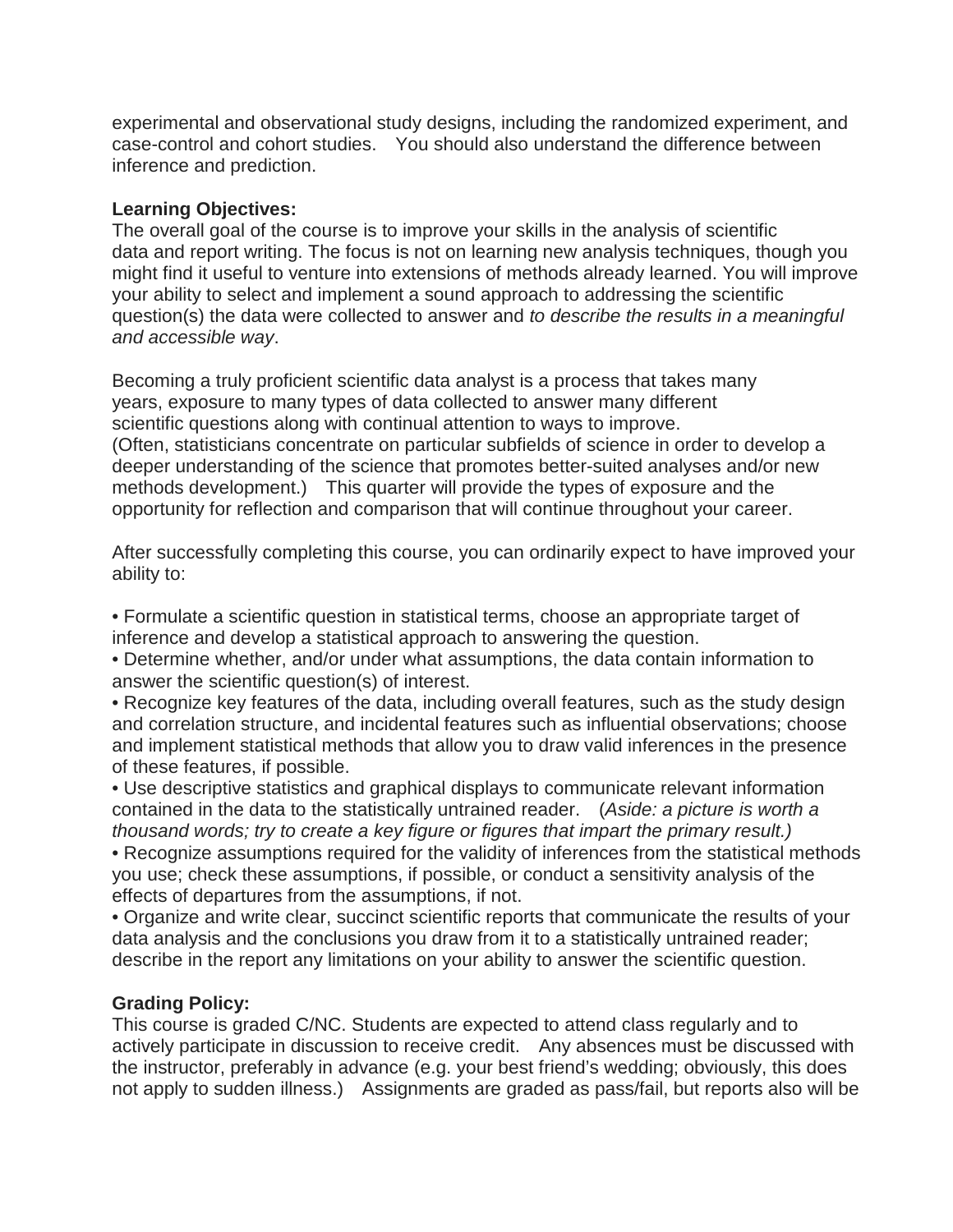experimental and observational study designs, including the randomized experiment, and case-control and cohort studies. You should also understand the difference between inference and prediction.

**Learning Objectives:**
The overall goal of the course is to improve your skills in the analysis of scientific data and report writing. The focus is not on learning new analysis techniques, though you might find it useful to venture into extensions of methods already learned. You will improve your ability to select and implement a sound approach to addressing the scientific question(s) the data were collected to answer and *to describe the results in a meaningful and accessible way*.

Becoming a truly proficient scientific data analyst is a process that takes many years, exposure to many types of data collected to answer many different scientific questions along with continual attention to ways to improve. (Often, statisticians concentrate on particular subfields of science in order to develop a deeper understanding of the science that promotes better-suited analyses and/or new methods development.) This quarter will provide the types of exposure and the opportunity for reflection and comparison that will continue throughout your career.

After successfully completing this course, you can ordinarily expect to have improved your ability to:

- Formulate a scientific question in statistical terms, choose an appropriate target of inference and develop a statistical approach to answering the question.
- Determine whether, and/or under what assumptions, the data contain information to answer the scientific question(s) of interest.
- Recognize key features of the data, including overall features, such as the study design and correlation structure, and incidental features such as influential observations; choose and implement statistical methods that allow you to draw valid inferences in the presence of these features, if possible.
- Use descriptive statistics and graphical displays to communicate relevant information contained in the data to the statistically untrained reader. (*Aside: a picture is worth a thousand words; try to create a key figure or figures that impart the primary result.)*
- Recognize assumptions required for the validity of inferences from the statistical methods you use; check these assumptions, if possible, or conduct a sensitivity analysis of the effects of departures from the assumptions, if not.
- Organize and write clear, succinct scientific reports that communicate the results of your data analysis and the conclusions you draw from it to a statistically untrained reader; describe in the report any limitations on your ability to answer the scientific question.

**Grading Policy:**
This course is graded C/NC. Students are expected to attend class regularly and to actively participate in discussion to receive credit. Any absences must be discussed with the instructor, preferably in advance (e.g. your best friend's wedding; obviously, this does not apply to sudden illness.) Assignments are graded as pass/fail, but reports also will be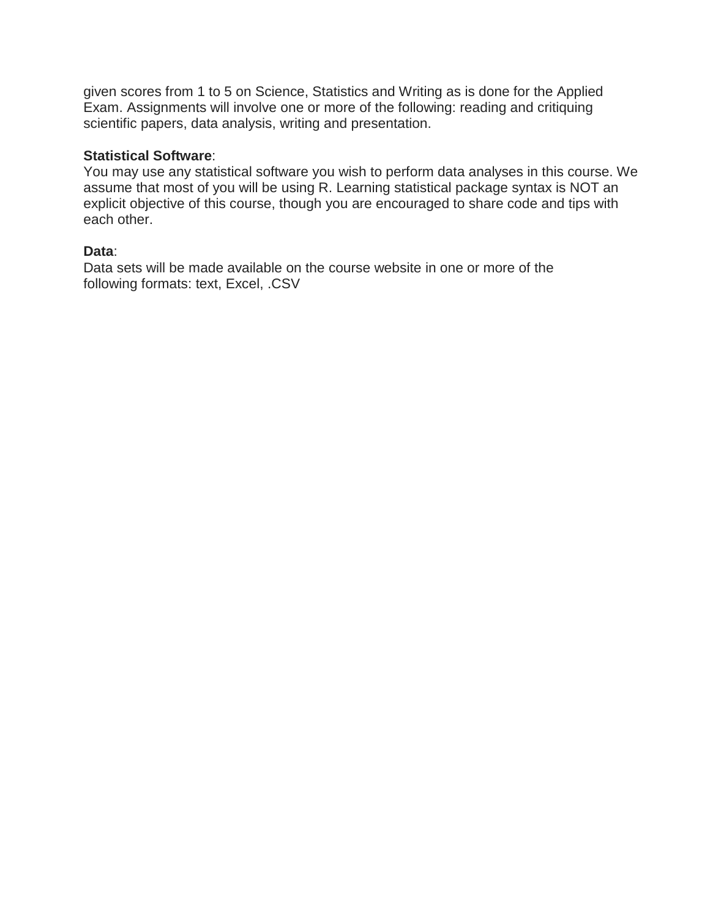given scores from 1 to 5 on Science, Statistics and Writing as is done for the Applied Exam. Assignments will involve one or more of the following: reading and critiquing scientific papers, data analysis, writing and presentation.

**Statistical Software**:
You may use any statistical software you wish to perform data analyses in this course. We assume that most of you will be using R. Learning statistical package syntax is NOT an explicit objective of this course, though you are encouraged to share code and tips with each other.

**Data**:
Data sets will be made available on the course website in one or more of the following formats: text, Excel, .CSV